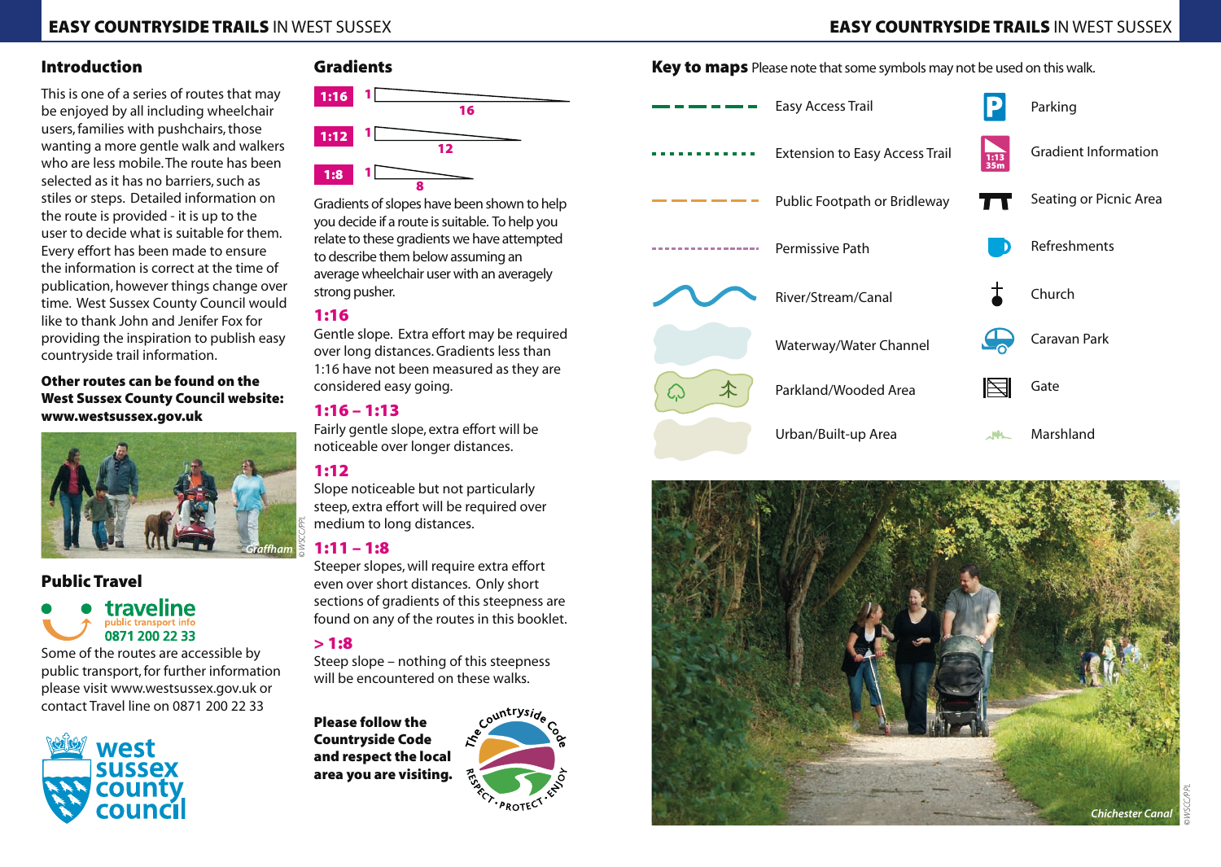## Introduction

This is one of a series of routes that may be enjoyed by all including wheelchair users, families with pushchairs, those wanting a more gentle walk and walkers who are less mobile. The route has been selected as it has no barriers, such as stiles or steps. Detailed information on the route is provided - it is up to the user to decide what is suitable for them. Every effort has been made to ensure the information is correct at the time of publication, however things change over time. West Sussex County Council would like to thank John and Jenifer Fox for providing the inspiration to publish easy countryside trail information.

**Other routes can be found on the West Sussex County Council website: www.westsussex.gov.uk**

*Graffham*

## Public Travel

**traveline** public transport info **0871 200 22 33**

Some of the routes are accessible by public transport, for further information please visit www.westsussex.gov.uk or contact Travel line on 0871 200 22 33

## Gradients

1:16 — 1 / 16

1:12 — 1 / 12

1:8 — 1 / 8

Gradients of slopes have been shown to help you decide if a route is suitable. To help you relate to these gradients we have attempted to describe them below assuming an average wheelchair user with an averagely strong pusher.

### 1:16
Gentle slope. Extra effort may be required over long distances. Gradients less than 1:16 have not been measured as they are considered easy going.

### 1:16 – 1:13
Fairly gentle slope, extra effort will be noticeable over longer distances.

### 1:12
Slope noticeable but not particularly steep, extra effort will be required over medium to long distances.

### 1:11 – 1:8
Steeper slopes, will require extra effort even over short distances. Only short sections of gradients of this steepness are found on any of the routes in this booklet.

### > 1:8
Steep slope – nothing of this steepness will be encountered on these walks.

**Please follow the Countryside Code and respect the local area you are visiting.**

The Countryside Code — RESPECT · PROTECT · ENJOY

## Key to maps
Please note that some symbols may not be used on this walk.

| Symbol | Meaning | Symbol | Meaning |
|---|---|---|---|
| Green dashed line | Easy Access Trail | P | Parking |
| Green dotted line | Extension to Easy Access Trail | 1:13 35m | Gradient Information |
| Orange dashed line | Public Footpath or Bridleway | Table | Seating or Picnic Area |
| Purple dashed line | Permissive Path | Cup | Refreshments |
| Blue wavy line | River/Stream/Canal | Cross | Church |
| Light blue area | Waterway/Water Channel | Caravan | Caravan Park |
| Green area | Parkland/Wooded Area | Gate | Gate |
| Beige area | Urban/Built-up Area | Reeds | Marshland |

*Chichester Canal*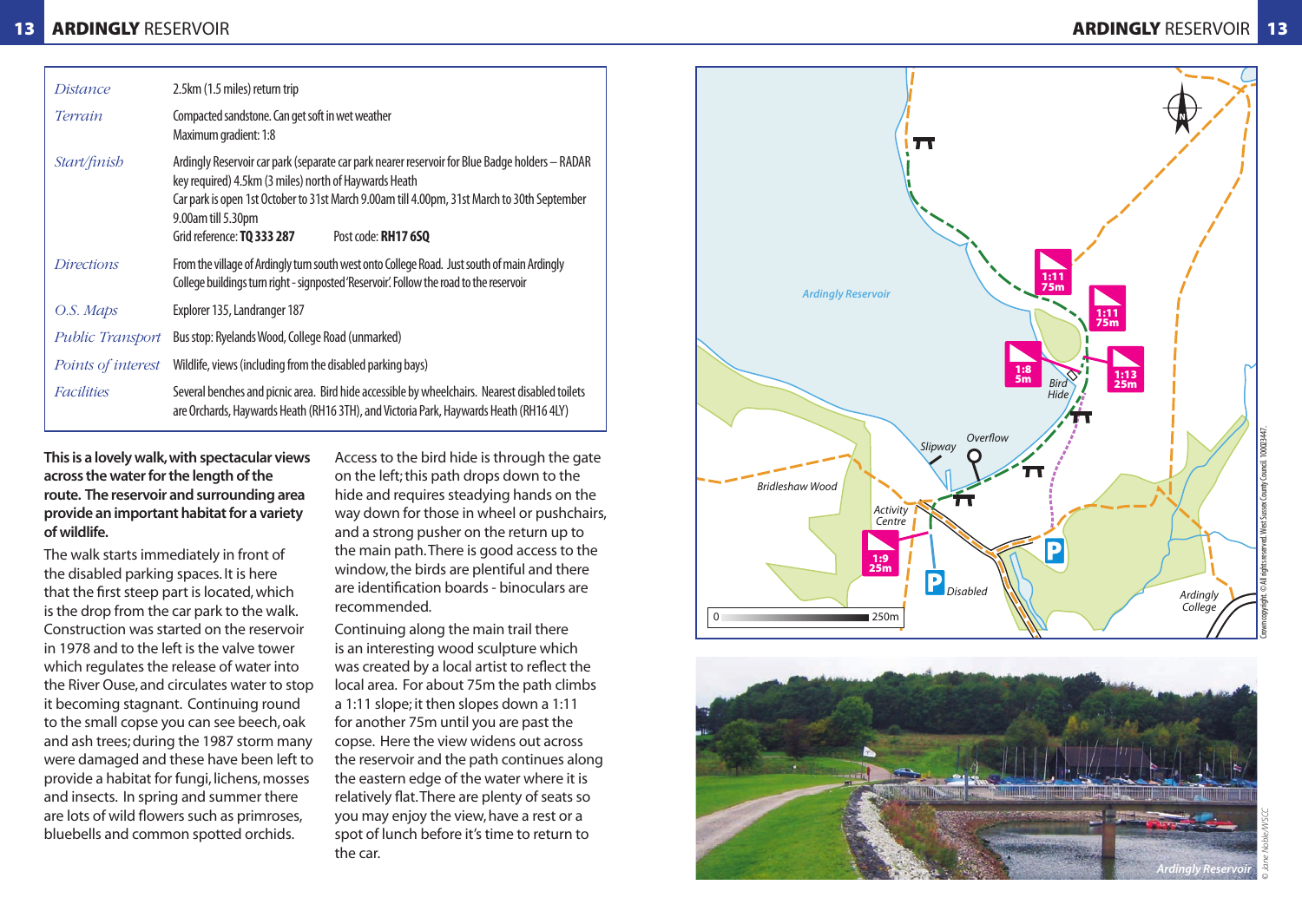# ARDINGLY RESERVOIR

| | |
|---|---|
| *Distance* | 2.5km (1.5 miles) return trip |
| *Terrain* | Compacted sandstone. Can get soft in wet weather<br>Maximum gradient: 1:8 |
| *Start/finish* | Ardingly Reservoir car park (separate car park nearer reservoir for Blue Badge holders – RADAR key required) 4.5km (3 miles) north of Haywards Heath<br>Car park is open 1st October to 31st March 9.00am till 4.00pm, 31st March to 30th September 9.00am till 5.30pm<br>Grid reference: **TQ 333 287** Post code: **RH17 6SQ** |
| *Directions* | From the village of Ardingly turn south west onto College Road. Just south of main Ardingly College buildings turn right - signposted 'Reservoir'. Follow the road to the reservoir |
| *O.S. Maps* | Explorer 135, Landranger 187 |
| *Public Transport* | Bus stop: Ryelands Wood, College Road (unmarked) |
| *Points of interest* | Wildlife, views (including from the disabled parking bays) |
| *Facilities* | Several benches and picnic area. Bird hide accessible by wheelchairs. Nearest disabled toilets are Orchards, Haywards Heath (RH16 3TH), and Victoria Park, Haywards Heath (RH16 4LY) |

**This is a lovely walk, with spectacular views across the water for the length of the route. The reservoir and surrounding area provide an important habitat for a variety of wildlife.**

The walk starts immediately in front of the disabled parking spaces. It is here that the first steep part is located, which is the drop from the car park to the walk. Construction was started on the reservoir in 1978 and to the left is the valve tower which regulates the release of water into the River Ouse, and circulates water to stop it becoming stagnant. Continuing round to the small copse you can see beech, oak and ash trees; during the 1987 storm many were damaged and these have been left to provide a habitat for fungi, lichens, mosses and insects. In spring and summer there are lots of wild flowers such as primroses, bluebells and common spotted orchids.

Access to the bird hide is through the gate on the left; this path drops down to the hide and requires steadying hands on the way down for those in wheel or pushchairs, and a strong pusher on the return up to the main path. There is good access to the window, the birds are plentiful and there are identification boards - binoculars are recommended.

Continuing along the main trail there is an interesting wood sculpture which was created by a local artist to reflect the local area. For about 75m the path climbs a 1:11 slope; it then slopes down a 1:11 for another 75m until you are past the copse. Here the view widens out across the reservoir and the path continues along the eastern edge of the water where it is relatively flat. There are plenty of seats so you may enjoy the view, have a rest or a spot of lunch before it's time to return to the car.

Ardingly Reservoir
1:11 75m
1:11 75m
1:8 5m
1:13 25m
Bird Hide
Overflow
Slipway
Bridleshaw Wood
Activity Centre
1:9 25m
Disabled
Ardingly College
0 250m

Crown copyright. © All rights reserved. West Sussex County Council. 100023447.

Ardingly Reservoir

© Jane Noble/WSCC